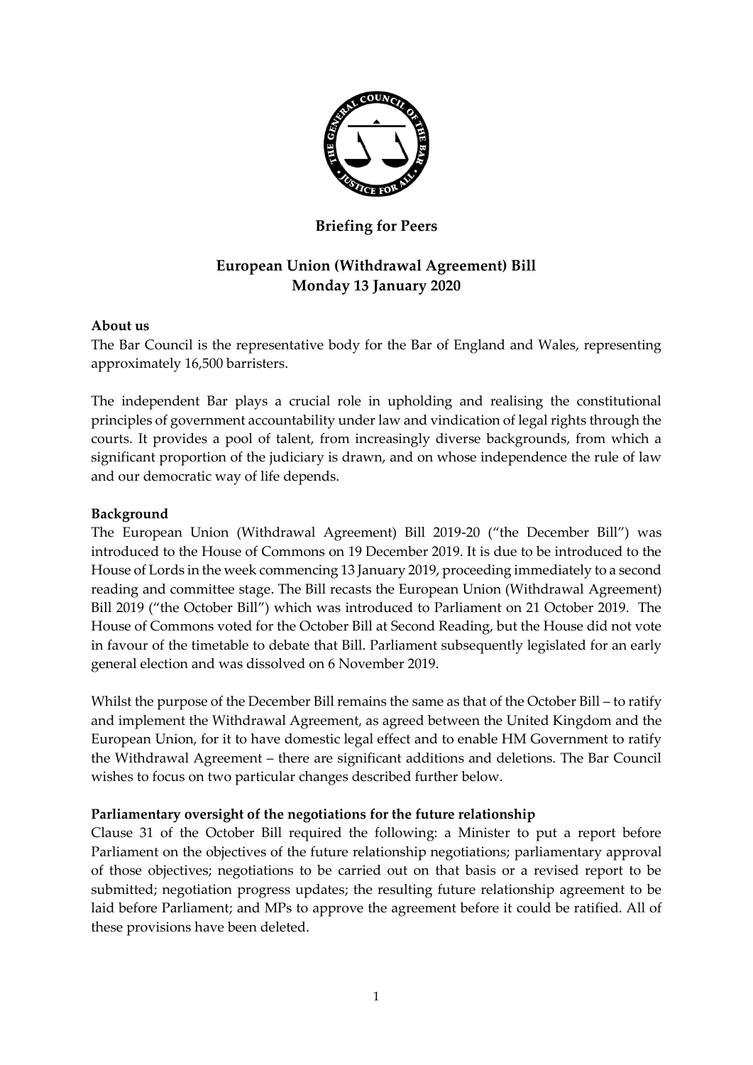# Briefing for Peers

## European Union (Withdrawal Agreement) Bill
## Monday 13 January 2020

**About us**

The Bar Council is the representative body for the Bar of England and Wales, representing approximately 16,500 barristers.

The independent Bar plays a crucial role in upholding and realising the constitutional principles of government accountability under law and vindication of legal rights through the courts. It provides a pool of talent, from increasingly diverse backgrounds, from which a significant proportion of the judiciary is drawn, and on whose independence the rule of law and our democratic way of life depends.

**Background**

The European Union (Withdrawal Agreement) Bill 2019-20 ("the December Bill") was introduced to the House of Commons on 19 December 2019. It is due to be introduced to the House of Lords in the week commencing 13 January 2019, proceeding immediately to a second reading and committee stage. The Bill recasts the European Union (Withdrawal Agreement) Bill 2019 ("the October Bill") which was introduced to Parliament on 21 October 2019. The House of Commons voted for the October Bill at Second Reading, but the House did not vote in favour of the timetable to debate that Bill. Parliament subsequently legislated for an early general election and was dissolved on 6 November 2019.

Whilst the purpose of the December Bill remains the same as that of the October Bill – to ratify and implement the Withdrawal Agreement, as agreed between the United Kingdom and the European Union, for it to have domestic legal effect and to enable HM Government to ratify the Withdrawal Agreement – there are significant additions and deletions. The Bar Council wishes to focus on two particular changes described further below.

**Parliamentary oversight of the negotiations for the future relationship**

Clause 31 of the October Bill required the following: a Minister to put a report before Parliament on the objectives of the future relationship negotiations; parliamentary approval of those objectives; negotiations to be carried out on that basis or a revised report to be submitted; negotiation progress updates; the resulting future relationship agreement to be laid before Parliament; and MPs to approve the agreement before it could be ratified. All of these provisions have been deleted.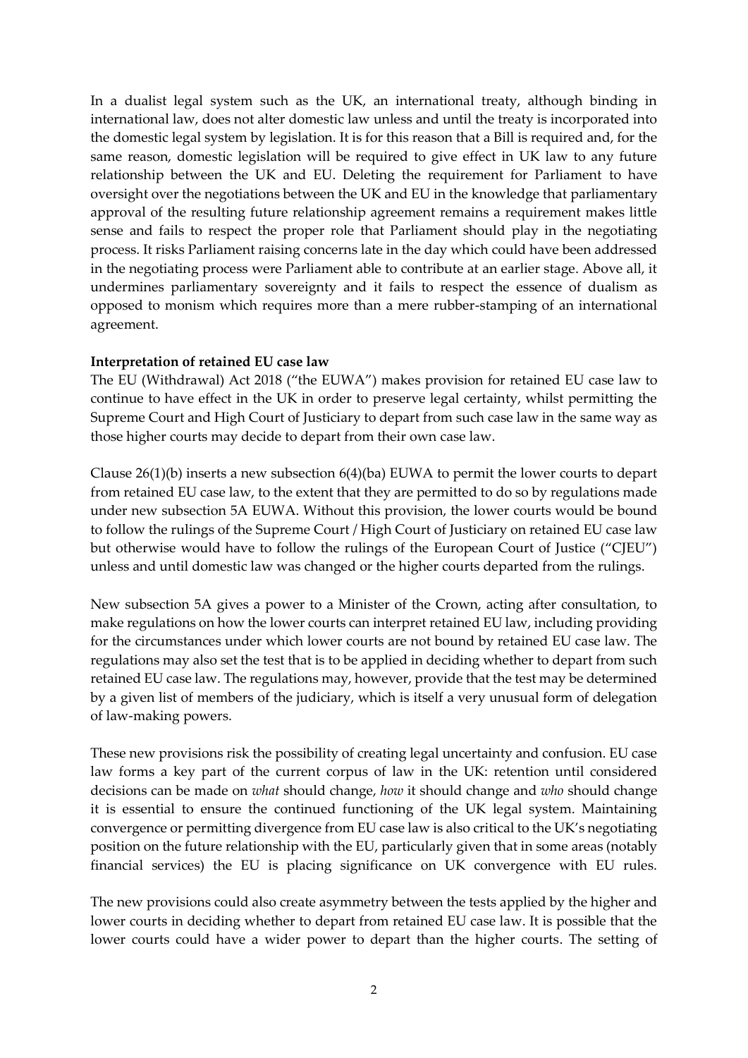In a dualist legal system such as the UK, an international treaty, although binding in international law, does not alter domestic law unless and until the treaty is incorporated into the domestic legal system by legislation. It is for this reason that a Bill is required and, for the same reason, domestic legislation will be required to give effect in UK law to any future relationship between the UK and EU. Deleting the requirement for Parliament to have oversight over the negotiations between the UK and EU in the knowledge that parliamentary approval of the resulting future relationship agreement remains a requirement makes little sense and fails to respect the proper role that Parliament should play in the negotiating process. It risks Parliament raising concerns late in the day which could have been addressed in the negotiating process were Parliament able to contribute at an earlier stage. Above all, it undermines parliamentary sovereignty and it fails to respect the essence of dualism as opposed to monism which requires more than a mere rubber-stamping of an international agreement.

**Interpretation of retained EU case law**

The EU (Withdrawal) Act 2018 ("the EUWA") makes provision for retained EU case law to continue to have effect in the UK in order to preserve legal certainty, whilst permitting the Supreme Court and High Court of Justiciary to depart from such case law in the same way as those higher courts may decide to depart from their own case law.

Clause 26(1)(b) inserts a new subsection 6(4)(ba) EUWA to permit the lower courts to depart from retained EU case law, to the extent that they are permitted to do so by regulations made under new subsection 5A EUWA. Without this provision, the lower courts would be bound to follow the rulings of the Supreme Court / High Court of Justiciary on retained EU case law but otherwise would have to follow the rulings of the European Court of Justice ("CJEU") unless and until domestic law was changed or the higher courts departed from the rulings.

New subsection 5A gives a power to a Minister of the Crown, acting after consultation, to make regulations on how the lower courts can interpret retained EU law, including providing for the circumstances under which lower courts are not bound by retained EU case law. The regulations may also set the test that is to be applied in deciding whether to depart from such retained EU case law. The regulations may, however, provide that the test may be determined by a given list of members of the judiciary, which is itself a very unusual form of delegation of law-making powers.

These new provisions risk the possibility of creating legal uncertainty and confusion. EU case law forms a key part of the current corpus of law in the UK: retention until considered decisions can be made on *what* should change, *how* it should change and *who* should change it is essential to ensure the continued functioning of the UK legal system. Maintaining convergence or permitting divergence from EU case law is also critical to the UK's negotiating position on the future relationship with the EU, particularly given that in some areas (notably financial services) the EU is placing significance on UK convergence with EU rules.

The new provisions could also create asymmetry between the tests applied by the higher and lower courts in deciding whether to depart from retained EU case law. It is possible that the lower courts could have a wider power to depart than the higher courts. The setting of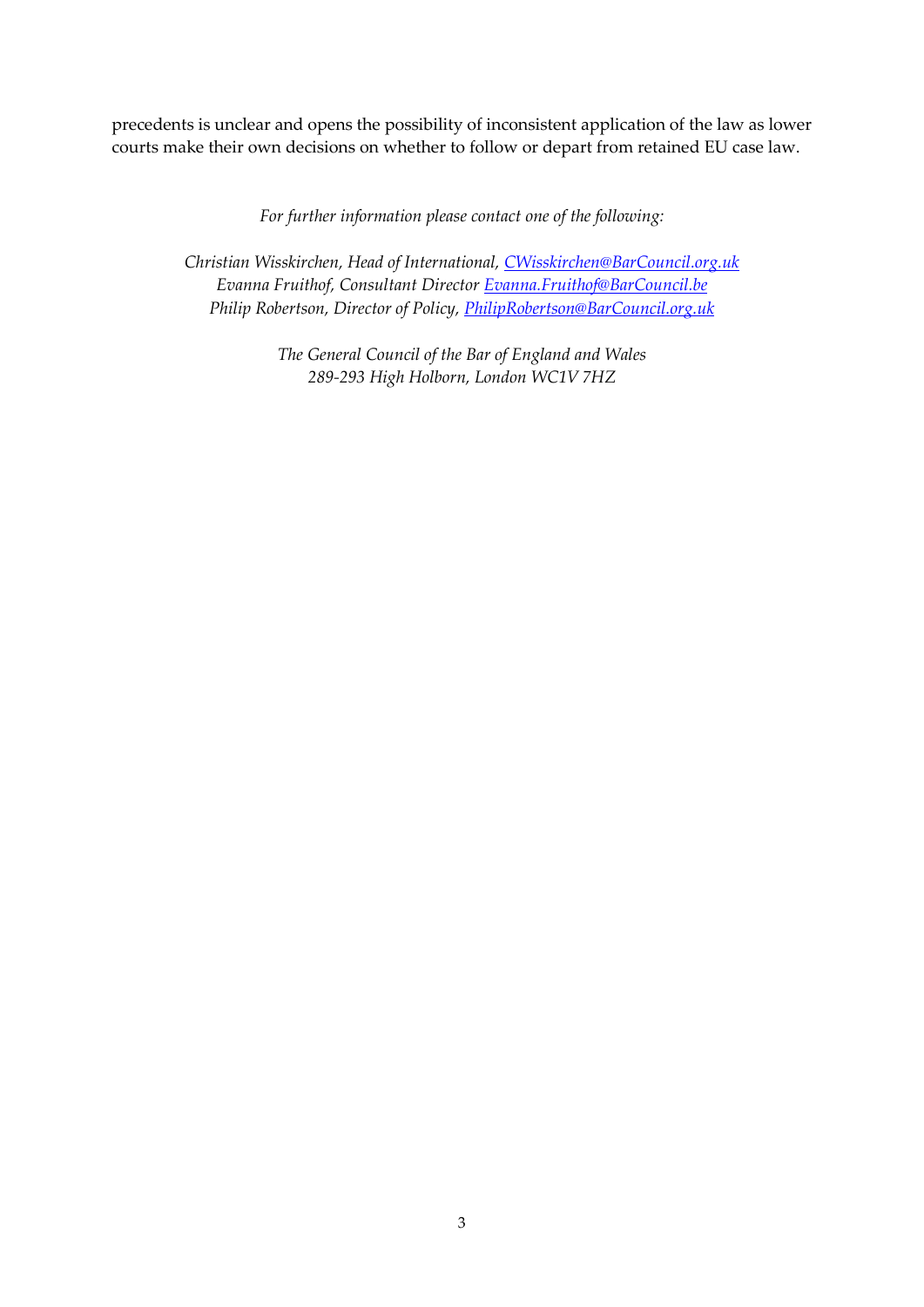precedents is unclear and opens the possibility of inconsistent application of the law as lower courts make their own decisions on whether to follow or depart from retained EU case law.

*For further information please contact one of the following:*

*Christian Wisskirchen, Head of International, [CWisskirchen@BarCouncil.org.uk](mailto:CWisskirchen@BarCouncil.org.uk)*
*Evanna Fruithof, Consultant Director [Evanna.Fruithof@BarCouncil.be](mailto:Evanna.Fruithof@BarCouncil.be)*
*Philip Robertson, Director of Policy, [PhilipRobertson@BarCouncil.org.uk](mailto:PhilipRobertson@BarCouncil.org.uk)*

*The General Council of the Bar of England and Wales*
*289-293 High Holborn, London WC1V 7HZ*